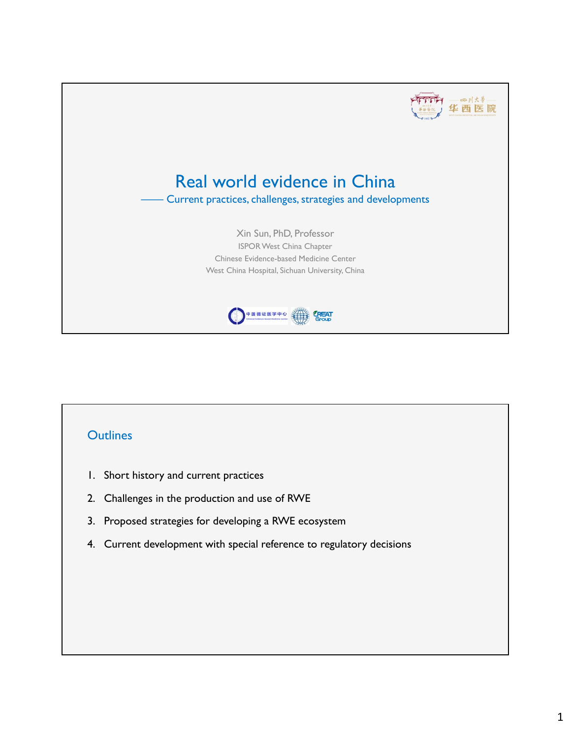# Real world evidence in China

## —— Current practices, challenges, strategies and developments

Xin Sun, PhD, Professor

ISPOR West China Chapter

Chinese Evidence-based Medicine Center

West China Hospital, Sichuan University, China

## Outlines

1. Short history and current practices
2. Challenges in the production and use of RWE
3. Proposed strategies for developing a RWE ecosystem
4. Current development with special reference to regulatory decisions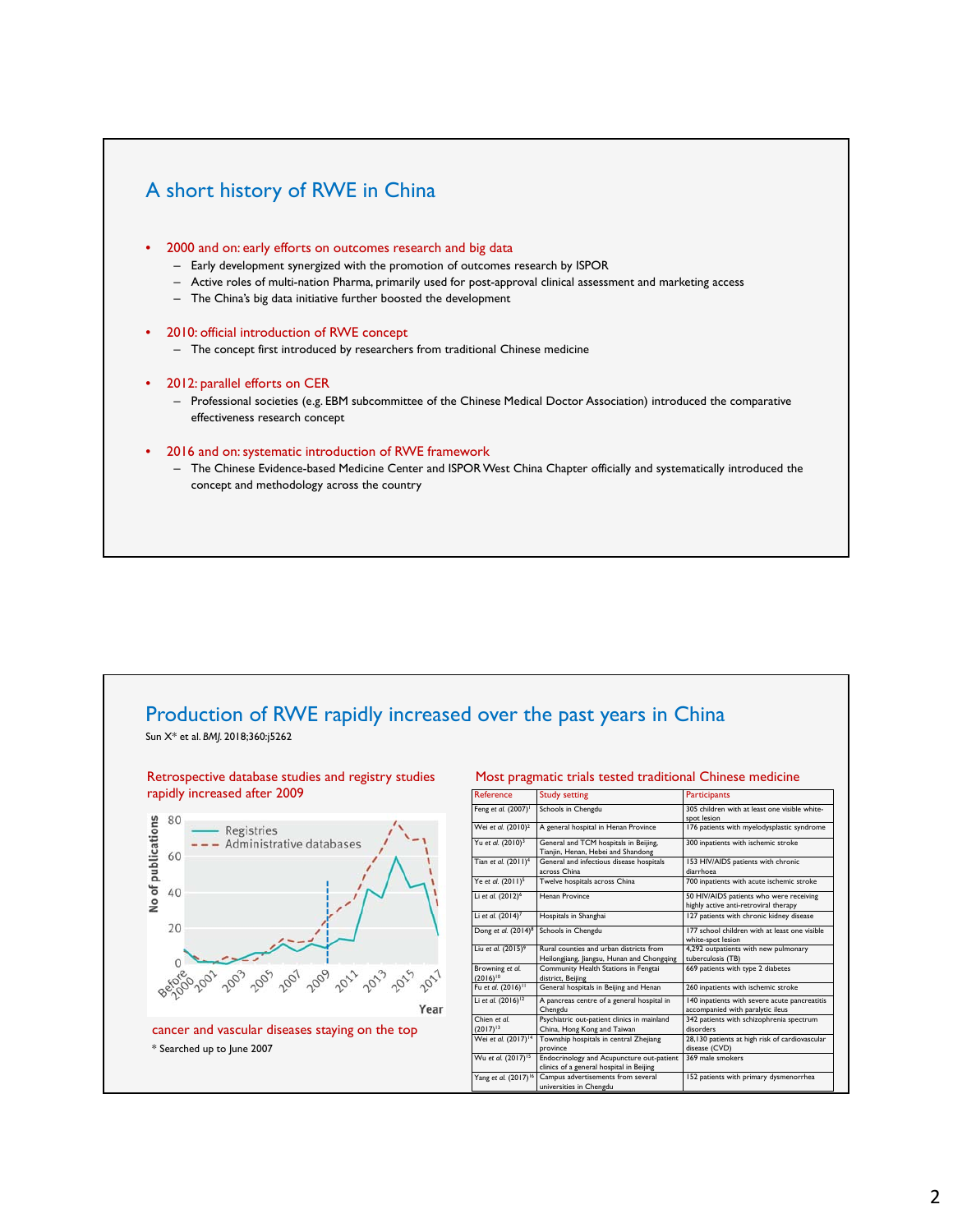## A short history of RWE in China

- 2000 and on: early efforts on outcomes research and big data
  - Early development synergized with the promotion of outcomes research by ISPOR
  - Active roles of multi-nation Pharma, primarily used for post-approval clinical assessment and marketing access
  - The China's big data initiative further boosted the development
- 2010: official introduction of RWE concept
  - The concept first introduced by researchers from traditional Chinese medicine
- 2012: parallel efforts on CER
  - Professional societies (e.g. EBM subcommittee of the Chinese Medical Doctor Association) introduced the comparative effectiveness research concept
- 2016 and on: systematic introduction of RWE framework
  - The Chinese Evidence-based Medicine Center and ISPOR West China Chapter officially and systematically introduced the concept and methodology across the country

## Production of RWE rapidly increased over the past years in China

Sun X* et al. *BMJ*. 2018;360:j5262

Retrospective database studies and registry studies rapidly increased after 2009

cancer and vascular diseases staying on the top

\* Searched up to June 2007

Most pragmatic trials tested traditional Chinese medicine

| Reference | Study setting | Participants |
|---|---|---|
| Feng *et al.* (2007)[1] | Schools in Chengdu | 305 children with at least one visible white-spot lesion |
| Wei *et al.* (2010)[2] | A general hospital in Henan Province | 176 patients with myelodysplastic syndrome |
| Yu *et al.* (2010)[3] | General and TCM hospitals in Beijing, Tianjin, Henan, Hebei and Shandong | 300 inpatients with ischemic stroke |
| Tian *et al.* (2011)[4] | General and infectious disease hospitals across China | 153 HIV/AIDS patients with chronic diarrhoea |
| Ye *et al.* (2011)[5] | Twelve hospitals across China | 700 inpatients with acute ischemic stroke |
| Li *et al.* (2012)[6] | Henan Province | 50 HIV/AIDS patients who were receiving highly active anti-retroviral therapy |
| Li *et al.* (2014)[7] | Hospitals in Shanghai | 127 patients with chronic kidney disease |
| Dong *et al.* (2014)[8] | Schools in Chengdu | 177 school children with at least one visible white-spot lesion |
| Liu *et al.* (2015)[9] | Rural counties and urban districts from Heilongjiang, Jiangsu, Hunan and Chongqing | 4,292 outpatients with new pulmonary tuberculosis (TB) |
| Browning *et al.* (2016)[10] | Community Health Stations in Fengtai district, Beijing | 669 patients with type 2 diabetes |
| Fu *et al.* (2016)[11] | General hospitals in Beijing and Henan | 260 inpatients with ischemic stroke |
| Li *et al.* (2016)[12] | A pancreas centre of a general hospital in Chengdu | 140 inpatients with severe acute pancreatitis accompanied with paralytic ileus |
| Chien *et al.* (2017)[13] | Psychiatric out-patient clinics in mainland China, Hong Kong and Taiwan | 342 patients with schizophrenia spectrum disorders |
| Wei *et al.* (2017)[14] | Township hospitals in central Zhejiang province | 28,130 patients at high risk of cardiovascular disease (CVD) |
| Wu *et al.* (2017)[15] | Endocrinology and Acupuncture out-patient clinics of a general hospital in Beijing | 369 male smokers |
| Yang *et al.* (2017)[16] | Campus advertisements from several universities in Chengdu | 152 patients with primary dysmenorrhea |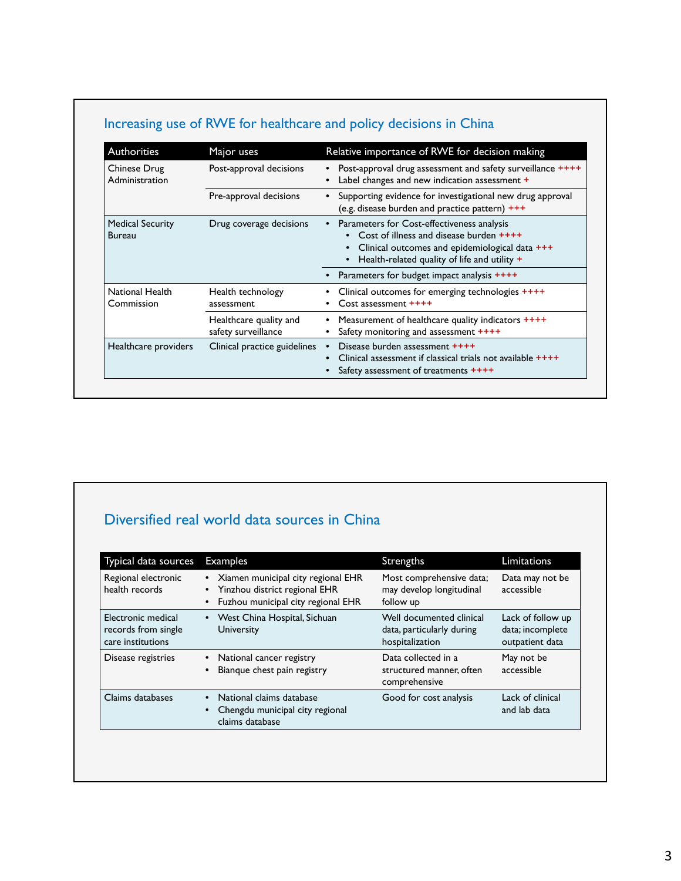## Increasing use of RWE for healthcare and policy decisions in China

| Authorities | Major uses | Relative importance of RWE for decision making |
|---|---|---|
| Chinese Drug Administration | Post-approval decisions | • Post-approval drug assessment and safety surveillance ++++<br>• Label changes and new indication assessment + |
| | Pre-approval decisions | • Supporting evidence for investigational new drug approval (e.g. disease burden and practice pattern) +++ |
| Medical Security Bureau | Drug coverage decisions | • Parameters for Cost-effectiveness analysis<br>  • Cost of illness and disease burden ++++<br>  • Clinical outcomes and epidemiological data +++<br>  • Health-related quality of life and utility + |
| | | • Parameters for budget impact analysis ++++ |
| National Health Commission | Health technology assessment | • Clinical outcomes for emerging technologies ++++<br>• Cost assessment ++++ |
| | Healthcare quality and safety surveillance | • Measurement of healthcare quality indicators ++++<br>• Safety monitoring and assessment ++++ |
| Healthcare providers | Clinical practice guidelines | • Disease burden assessment ++++<br>• Clinical assessment if classical trials not available ++++<br>• Safety assessment of treatments ++++ |

## Diversified real world data sources in China

| Typical data sources | Examples | Strengths | Limitations |
|---|---|---|---|
| Regional electronic health records | • Xiamen municipal city regional EHR<br>• Yinzhou district regional EHR<br>• Fuzhou municipal city regional EHR | Most comprehensive data; may develop longitudinal follow up | Data may not be accessible |
| Electronic medical records from single care institutions | • West China Hospital, Sichuan University | Well documented clinical data, particularly during hospitalization | Lack of follow up data; incomplete outpatient data |
| Disease registries | • National cancer registry<br>• Bianque chest pain registry | Data collected in a structured manner, often comprehensive | May not be accessible |
| Claims databases | • National claims database<br>• Chengdu municipal city regional claims database | Good for cost analysis | Lack of clinical and lab data |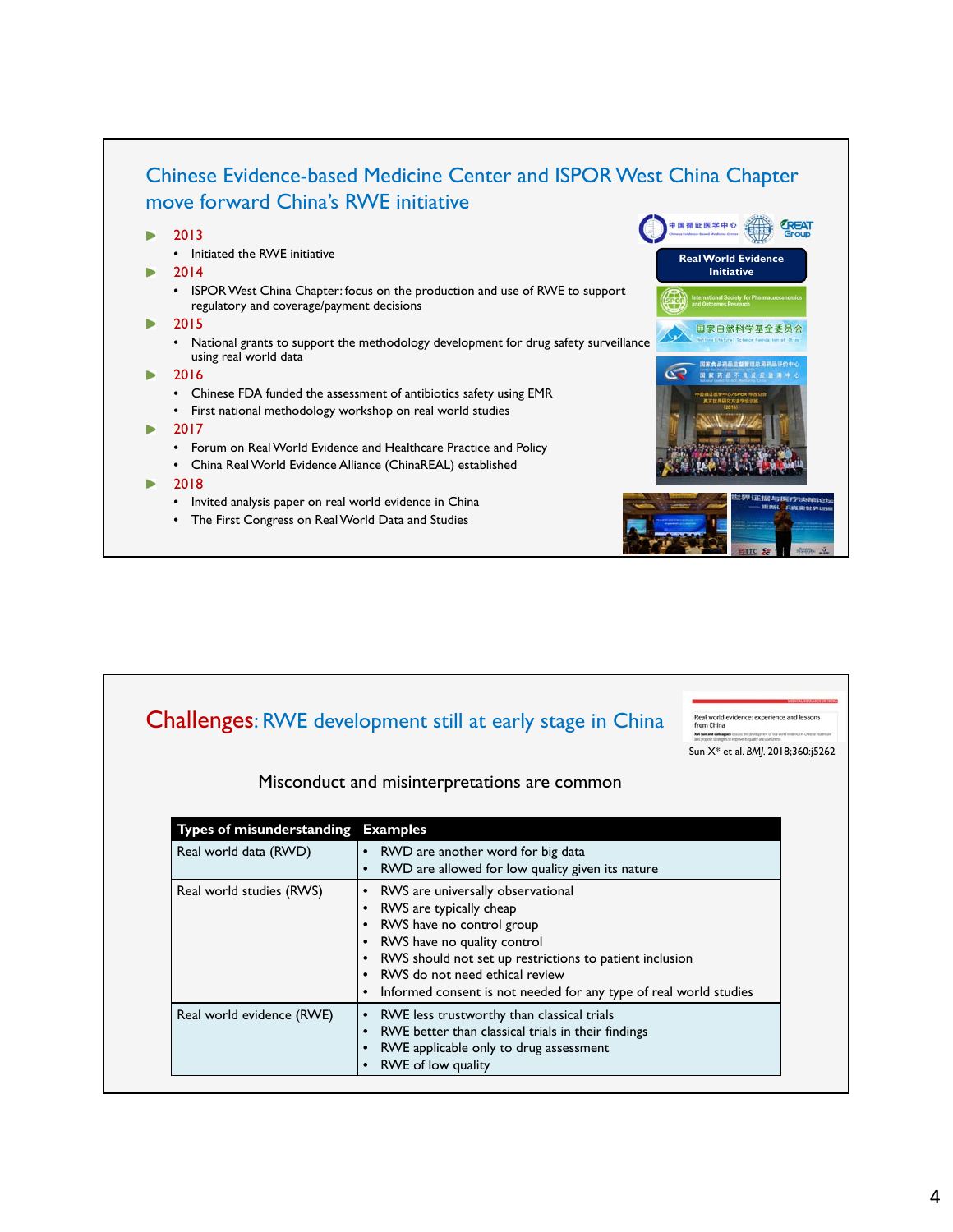## Chinese Evidence-based Medicine Center and ISPOR West China Chapter move forward China's RWE initiative

- 2013
  - Initiated the RWE initiative
- 2014
  - ISPOR West China Chapter: focus on the production and use of RWE to support regulatory and coverage/payment decisions
- 2015
  - National grants to support the methodology development for drug safety surveillance using real world data
- 2016
  - Chinese FDA funded the assessment of antibiotics safety using EMR
  - First national methodology workshop on real world studies
- 2017
  - Forum on Real World Evidence and Healthcare Practice and Policy
  - China Real World Evidence Alliance (ChinaREAL) established
- 2018
  - Invited analysis paper on real world evidence in China
  - The First Congress on Real World Data and Studies

Real World Evidence Initiative

## Challenges: RWE development still at early stage in China

Sun X* et al. *BMJ*. 2018;360:j5262

Misconduct and misinterpretations are common

| Types of misunderstanding | Examples |
|---|---|
| Real world data (RWD) | • RWD are another word for big data<br>• RWD are allowed for low quality given its nature |
| Real world studies (RWS) | • RWS are universally observational<br>• RWS are typically cheap<br>• RWS have no control group<br>• RWS have no quality control<br>• RWS should not set up restrictions to patient inclusion<br>• RWS do not need ethical review<br>• Informed consent is not needed for any type of real world studies |
| Real world evidence (RWE) | • RWE less trustworthy than classical trials<br>• RWE better than classical trials in their findings<br>• RWE applicable only to drug assessment<br>• RWE of low quality |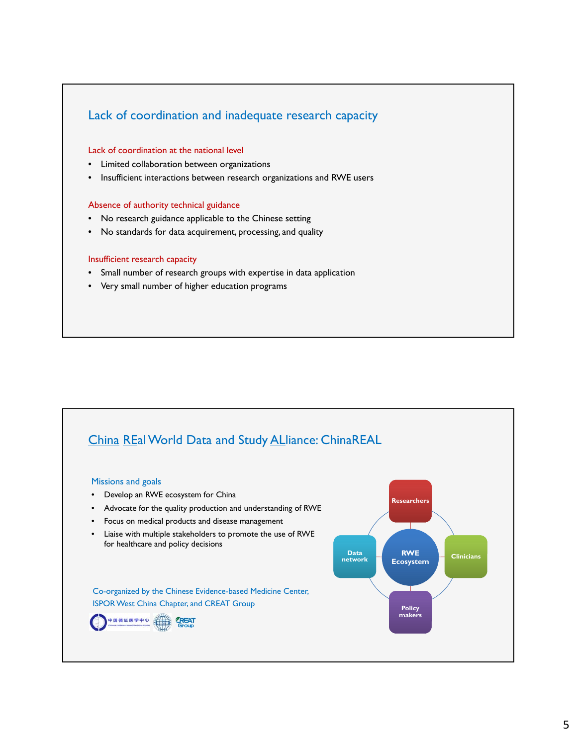## Lack of coordination and inadequate research capacity

Lack of coordination at the national level

- Limited collaboration between organizations
- Insufficient interactions between research organizations and RWE users

Absence of authority technical guidance

- No research guidance applicable to the Chinese setting
- No standards for data acquirement, processing, and quality

Insufficient research capacity

- Small number of research groups with expertise in data application
- Very small number of higher education programs

## China REal World Data and Study ALliance: ChinaREAL

Missions and goals

- Develop an RWE ecosystem for China
- Advocate for the quality production and understanding of RWE
- Focus on medical products and disease management
- Liaise with multiple stakeholders to promote the use of RWE for healthcare and policy decisions

Co-organized by the Chinese Evidence-based Medicine Center, ISPOR West China Chapter, and CREAT Group

Researchers

Data network

RWE Ecosystem

Clinicians

Policy makers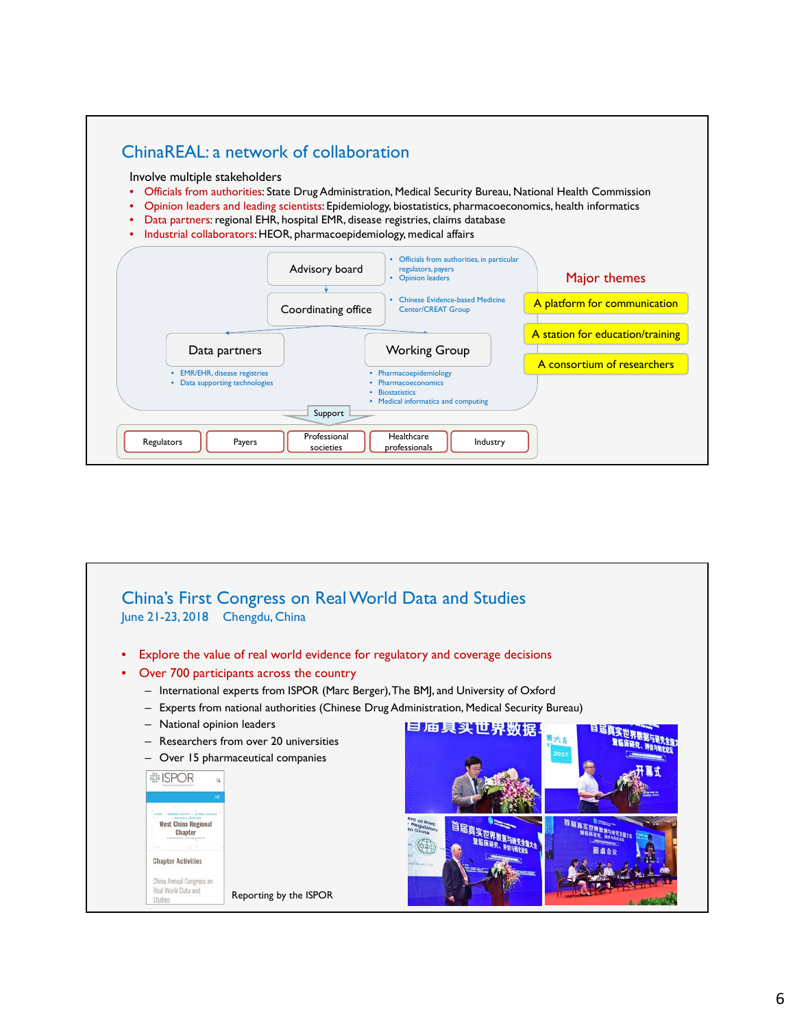## ChinaREAL: a network of collaboration

Involve multiple stakeholders

- Officials from authorities: State Drug Administration, Medical Security Bureau, National Health Commission
- Opinion leaders and leading scientists: Epidemiology, biostatistics, pharmacoeconomics, health informatics
- Data partners: regional EHR, hospital EMR, disease registries, claims database
- Industrial collaborators: HEOR, pharmacoepidemiology, medical affairs

Advisory board
- Officials from authorities, in particular regulators, payers
- Opinion leaders

Coordinating office
- Chinese Evidence-based Medicine Center/CREAT Group

Data partners
- EMR/EHR, disease registries
- Data supporting technologies

Working Group
- Pharmacoepidemiology
- Pharmacoeconomics
- Biostatistics
- Medical informatics and computing

Support

Regulators | Payers | Professional societies | Healthcare professionals | Industry

Major themes
- A platform for communication
- A station for education/training
- A consortium of researchers

## China's First Congress on Real World Data and Studies

June 21-23, 2018 Chengdu, China

- Explore the value of real world evidence for regulatory and coverage decisions
- Over 700 participants across the country
  - International experts from ISPOR (Marc Berger), The BMJ, and University of Oxford
  - Experts from national authorities (Chinese Drug Administration, Medical Security Bureau)
  - National opinion leaders
  - Researchers from over 20 universities
  - Over 15 pharmaceutical companies

Reporting by the ISPOR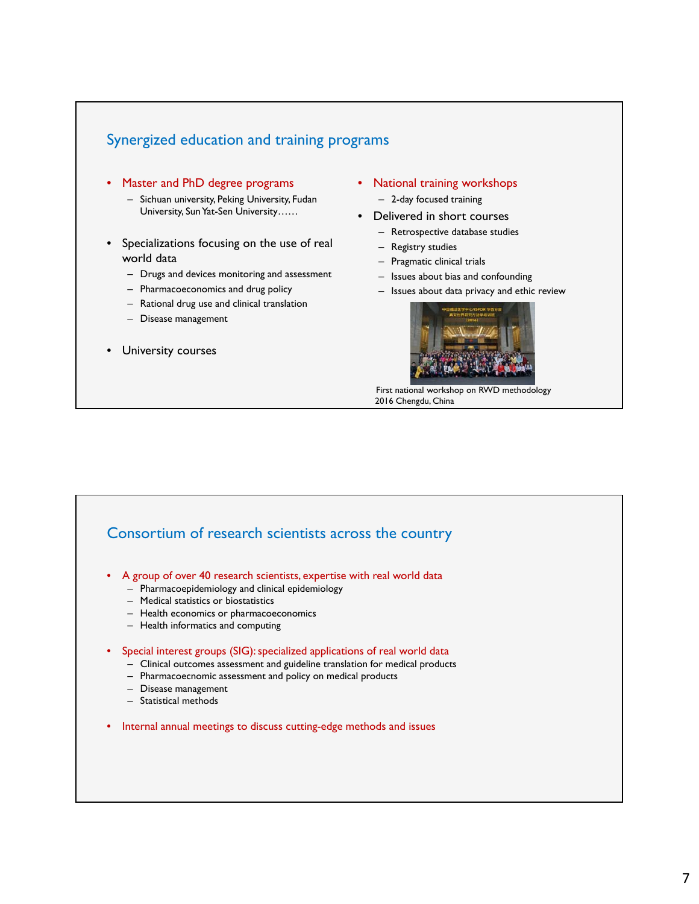## Synergized education and training programs

- Master and PhD degree programs
  - Sichuan university, Peking University, Fudan University, Sun Yat-Sen University……
- Specializations focusing on the use of real world data
  - Drugs and devices monitoring and assessment
  - Pharmacoeconomics and drug policy
  - Rational drug use and clinical translation
  - Disease management
- University courses

- National training workshops
  - 2-day focused training
- Delivered in short courses
  - Retrospective database studies
  - Registry studies
  - Pragmatic clinical trials
  - Issues about bias and confounding
  - Issues about data privacy and ethic review

First national workshop on RWD methodology 2016 Chengdu, China

## Consortium of research scientists across the country

- A group of over 40 research scientists, expertise with real world data
  - Pharmacoepidemiology and clinical epidemiology
  - Medical statistics or biostatistics
  - Health economics or pharmacoeconomics
  - Health informatics and computing
- Special interest groups (SIG): specialized applications of real world data
  - Clinical outcomes assessment and guideline translation for medical products
  - Pharmacoecnomic assessment and policy on medical products
  - Disease management
  - Statistical methods
- Internal annual meetings to discuss cutting-edge methods and issues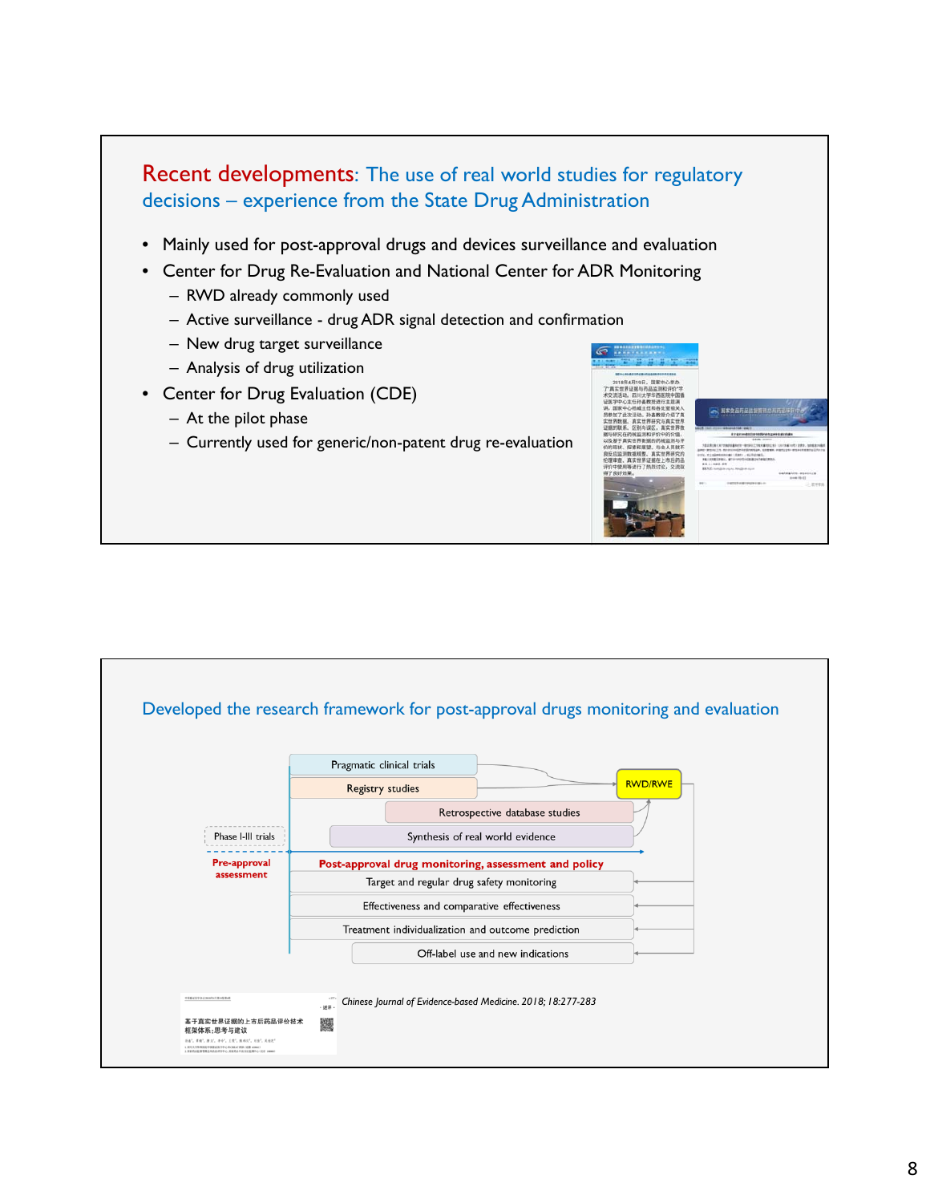## Recent developments: The use of real world studies for regulatory decisions – experience from the State Drug Administration

- Mainly used for post-approval drugs and devices surveillance and evaluation
- Center for Drug Re-Evaluation and National Center for ADR Monitoring
  - RWD already commonly used
  - Active surveillance - drug ADR signal detection and confirmation
  - New drug target surveillance
  - Analysis of drug utilization
- Center for Drug Evaluation (CDE)
  - At the pilot phase
  - Currently used for generic/non-patent drug re-evaluation

## Developed the research framework for post-approval drugs monitoring and evaluation

- Pragmatic clinical trials
- Registry studies
- Retrospective database studies
- Synthesis of real world evidence
- RWD/RWE
- Phase I-III trials
- Pre-approval assessment
- Post-approval drug monitoring, assessment and policy
  - Target and regular drug safety monitoring
  - Effectiveness and comparative effectiveness
  - Treatment individualization and outcome prediction
  - Off-label use and new indications

基于真实世界证据的上市后药品评价技术框架体系：思考与建议

*Chinese Journal of Evidence-based Medicine. 2018; 18:277-283*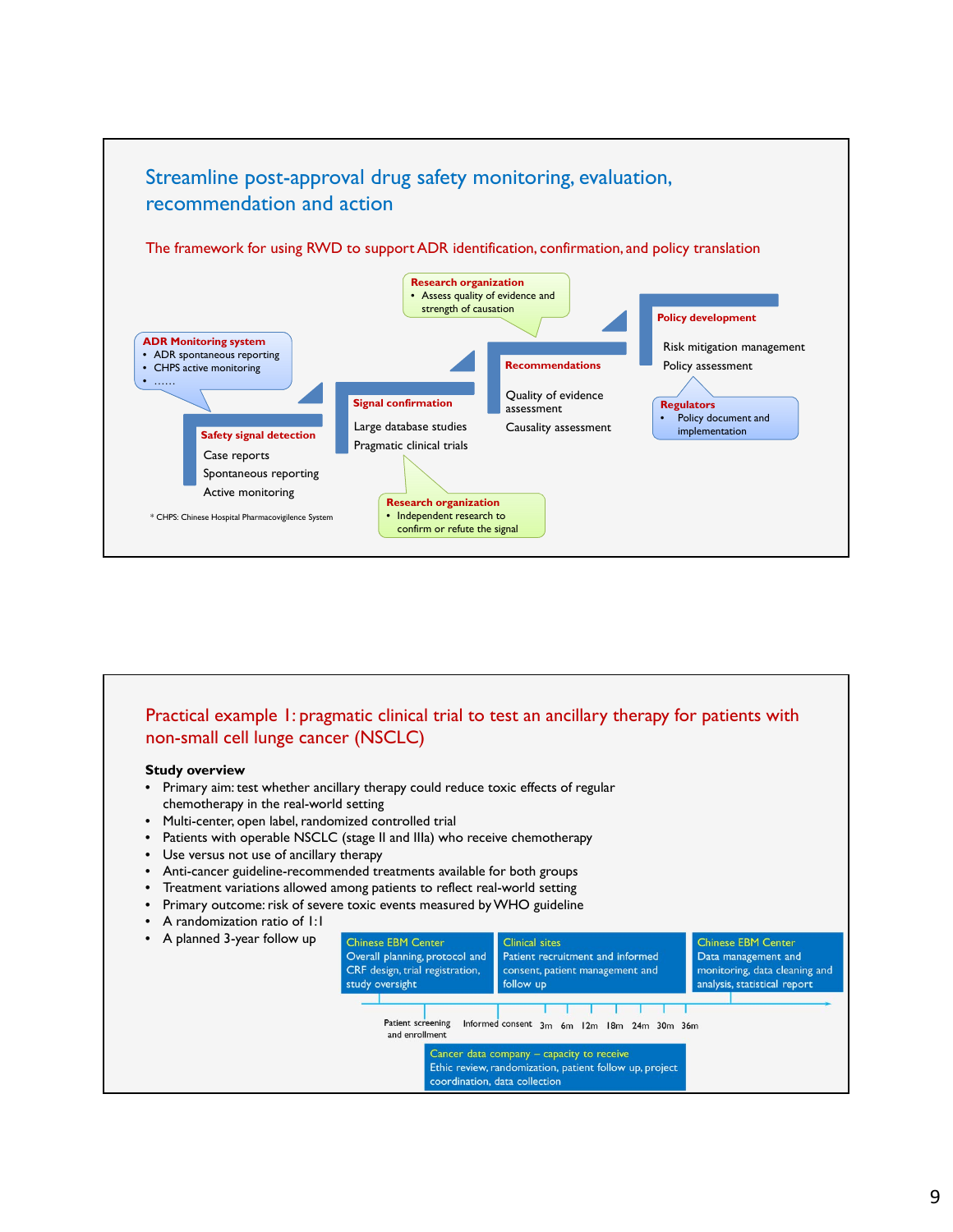## Streamline post-approval drug safety monitoring, evaluation, recommendation and action

### The framework for using RWD to support ADR identification, confirmation, and policy translation

**ADR Monitoring system**
- ADR spontaneous reporting
- CHPS active monitoring
- ……

**Safety signal detection**
- Case reports
- Spontaneous reporting
- Active monitoring

**Signal confirmation**
- Large database studies
- Pragmatic clinical trials

**Research organization**
- Independent research to confirm or refute the signal

**Recommendations**
- Quality of evidence assessment
- Causality assessment

**Research organization**
- Assess quality of evidence and strength of causation

**Policy development**
- Risk mitigation management
- Policy assessment

**Regulators**
- Policy document and implementation

* CHPS: Chinese Hospital Pharmacovigilence System

---

## Practical example 1: pragmatic clinical trial to test an ancillary therapy for patients with non-small cell lunge cancer (NSCLC)

**Study overview**

- Primary aim: test whether ancillary therapy could reduce toxic effects of regular chemotherapy in the real-world setting
- Multi-center, open label, randomized controlled trial
- Patients with operable NSCLC (stage II and IIIa) who receive chemotherapy
- Use versus not use of ancillary therapy
- Anti-cancer guideline-recommended treatments available for both groups
- Treatment variations allowed among patients to reflect real-world setting
- Primary outcome: risk of severe toxic events measured by WHO guideline
- A randomization ratio of 1:1
- A planned 3-year follow up

**Chinese EBM Center**: Overall planning, protocol and CRF design, trial registration, study oversight

**Clinical sites**: Patient recruitment and informed consent, patient management and follow up

**Chinese EBM Center**: Data management and monitoring, data cleaning and analysis, statistical report

Timeline: Patient screening and enrollment → Informed consent → 3m → 6m → 12m → 18m → 24m → 30m → 36m

**Cancer data company – capacity to receive**: Ethic review, randomization, patient follow up, project coordination, data collection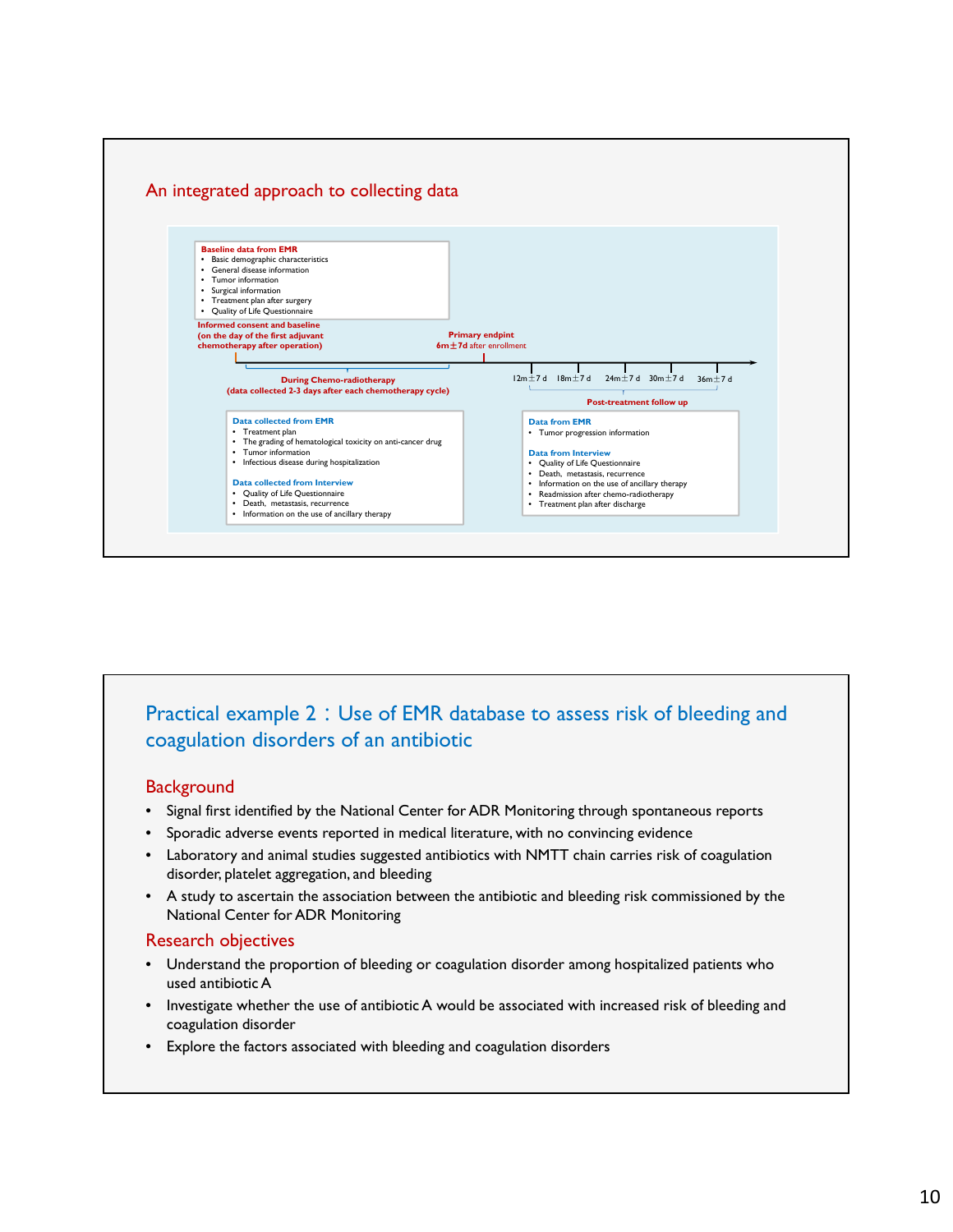## An integrated approach to collecting data

**Baseline data from EMR**
- Basic demographic characteristics
- General disease information
- Tumor information
- Surgical information
- Treatment plan after surgery
- Quality of Life Questionnaire

**Informed consent and baseline (on the day of the first adjuvant chemotherapy after operation)**

**Primary endpoint** 6m±7d after enrollment

12m±7 d | 18m±7 d | 24m±7 d | 30m±7 d | 36m±7 d

**During Chemo-radiotherapy (data collected 2-3 days after each chemotherapy cycle)**

**Data collected from EMR**
- Treatment plan
- The grading of hematological toxicity on anti-cancer drug
- Tumor information
- Infectious disease during hospitalization

**Data collected from Interview**
- Quality of Life Questionnaire
- Death, metastasis, recurrence
- Information on the use of ancillary therapy

**Post-treatment follow up**

**Data from EMR**
- Tumor progression information

**Data from Interview**
- Quality of Life Questionnaire
- Death, metastasis, recurrence
- Information on the use of ancillary therapy
- Readmission after chemo-radiotherapy
- Treatment plan after discharge

## Practical example 2 : Use of EMR database to assess risk of bleeding and coagulation disorders of an antibiotic

### Background

- Signal first identified by the National Center for ADR Monitoring through spontaneous reports
- Sporadic adverse events reported in medical literature, with no convincing evidence
- Laboratory and animal studies suggested antibiotics with NMTT chain carries risk of coagulation disorder, platelet aggregation, and bleeding
- A study to ascertain the association between the antibiotic and bleeding risk commissioned by the National Center for ADR Monitoring

### Research objectives

- Understand the proportion of bleeding or coagulation disorder among hospitalized patients who used antibiotic A
- Investigate whether the use of antibiotic A would be associated with increased risk of bleeding and coagulation disorder
- Explore the factors associated with bleeding and coagulation disorders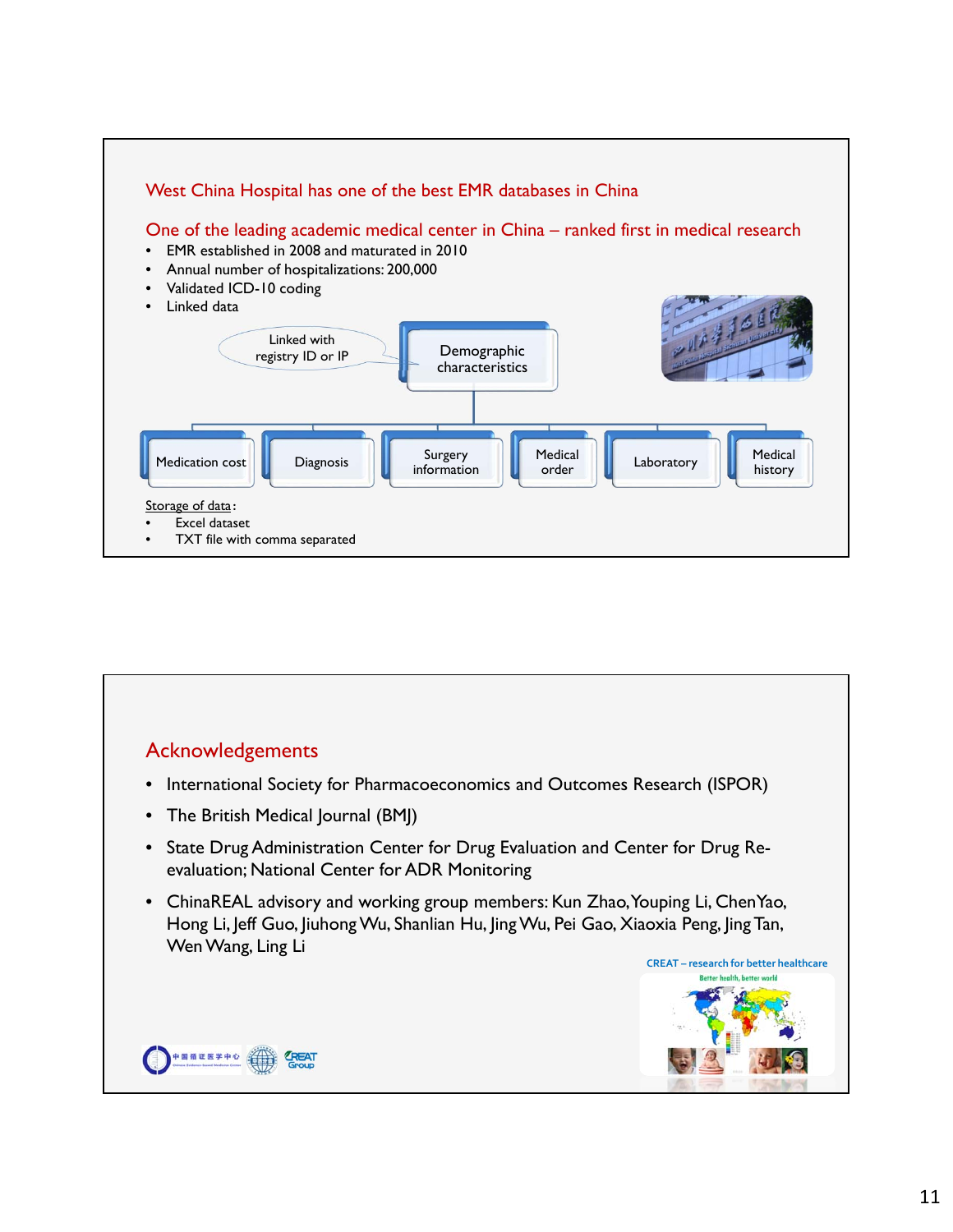## West China Hospital has one of the best EMR databases in China

### One of the leading academic medical center in China – ranked first in medical research

- EMR established in 2008 and maturated in 2010
- Annual number of hospitalizations: 200,000
- Validated ICD-10 coding
- Linked data

Linked with registry ID or IP

Demographic characteristics

Medication cost

Diagnosis

Surgery information

Medical order

Laboratory

Medical history

Storage of data:

- Excel dataset
- TXT file with comma separated

## Acknowledgements

- International Society for Pharmacoeconomics and Outcomes Research (ISPOR)
- The British Medical Journal (BMJ)
- State Drug Administration Center for Drug Evaluation and Center for Drug Re-evaluation; National Center for ADR Monitoring
- ChinaREAL advisory and working group members: Kun Zhao, Youping Li, Chen Yao, Hong Li, Jeff Guo, Jiuhong Wu, Shanlian Hu, Jing Wu, Pei Gao, Xiaoxia Peng, Jing Tan, Wen Wang, Ling Li

CREAT – research for better healthcare

Better health, better world